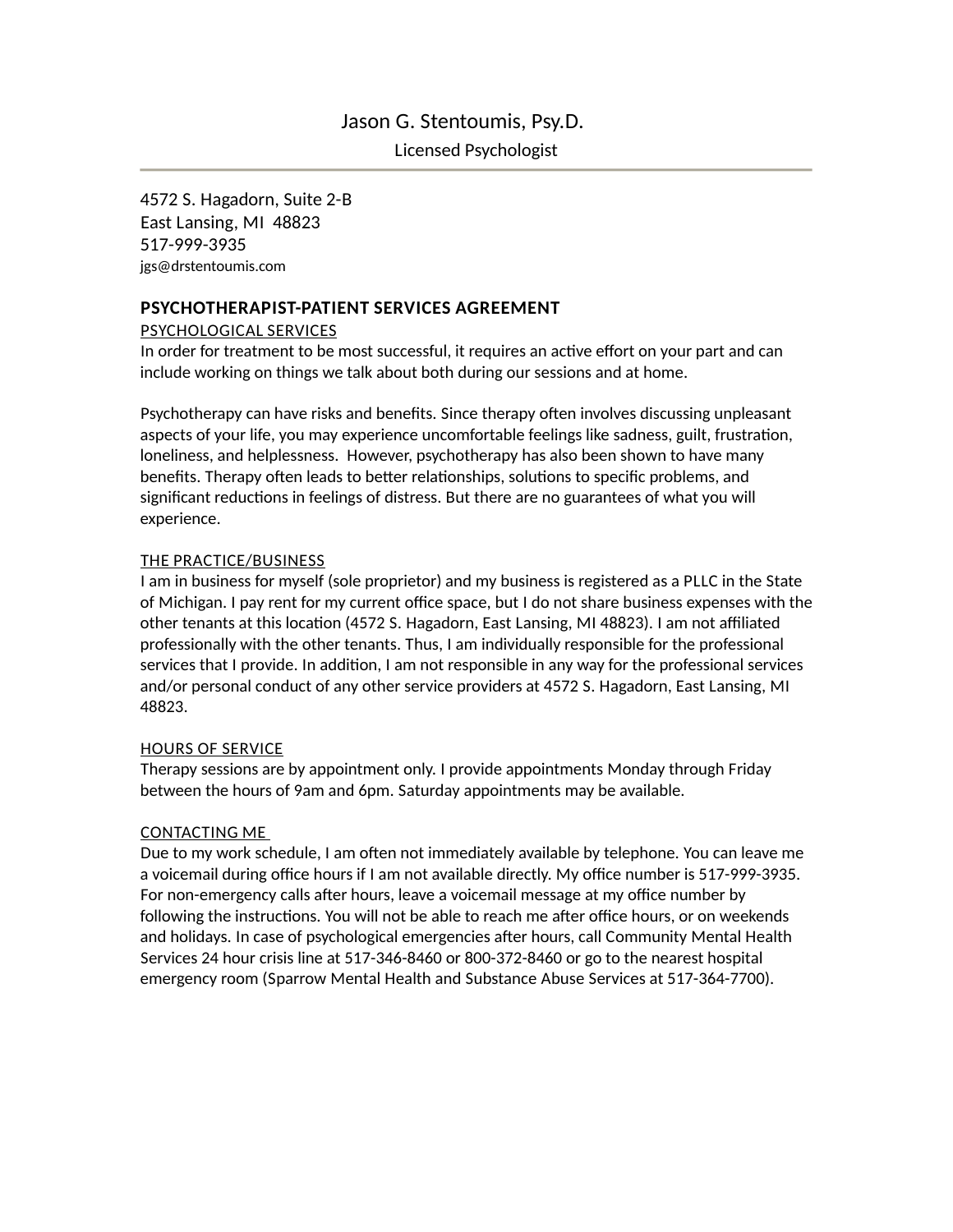# Jason G. Stentoumis, Psy.D.

Licensed Psychologist

4572 S. Hagadorn, Suite 2-B
East Lansing, MI  48823
517-999-3935
jgs@drstentoumis.com

## PSYCHOTHERAPIST-PATIENT SERVICES AGREEMENT

### PSYCHOLOGICAL SERVICES

In order for treatment to be most successful, it requires an active effort on your part and can include working on things we talk about both during our sessions and at home.

Psychotherapy can have risks and benefits. Since therapy often involves discussing unpleasant aspects of your life, you may experience uncomfortable feelings like sadness, guilt, frustration, loneliness, and helplessness.  However, psychotherapy has also been shown to have many benefits. Therapy often leads to better relationships, solutions to specific problems, and significant reductions in feelings of distress. But there are no guarantees of what you will experience.

### THE PRACTICE/BUSINESS

I am in business for myself (sole proprietor) and my business is registered as a PLLC in the State of Michigan. I pay rent for my current office space, but I do not share business expenses with the other tenants at this location (4572 S. Hagadorn, East Lansing, MI 48823). I am not affiliated professionally with the other tenants. Thus, I am individually responsible for the professional services that I provide. In addition, I am not responsible in any way for the professional services and/or personal conduct of any other service providers at 4572 S. Hagadorn, East Lansing, MI 48823.

### HOURS OF SERVICE

Therapy sessions are by appointment only. I provide appointments Monday through Friday between the hours of 9am and 6pm. Saturday appointments may be available.

### CONTACTING ME

Due to my work schedule, I am often not immediately available by telephone. You can leave me a voicemail during office hours if I am not available directly. My office number is 517-999-3935. For non-emergency calls after hours, leave a voicemail message at my office number by following the instructions. You will not be able to reach me after office hours, or on weekends and holidays. In case of psychological emergencies after hours, call Community Mental Health Services 24 hour crisis line at 517-346-8460 or 800-372-8460 or go to the nearest hospital emergency room (Sparrow Mental Health and Substance Abuse Services at 517-364-7700).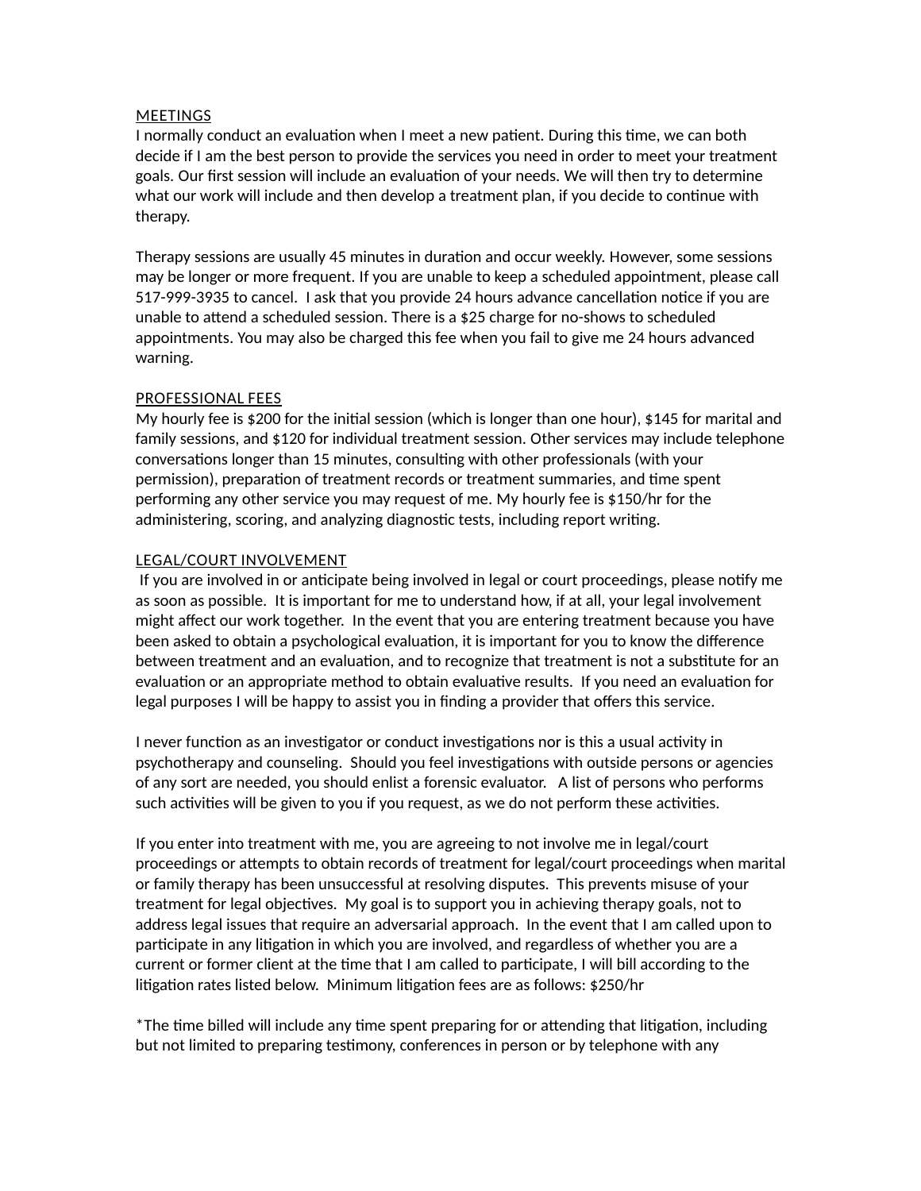<u>MEETINGS</u>

I normally conduct an evaluation when I meet a new patient. During this time, we can both decide if I am the best person to provide the services you need in order to meet your treatment goals. Our first session will include an evaluation of your needs. We will then try to determine what our work will include and then develop a treatment plan, if you decide to continue with therapy.

Therapy sessions are usually 45 minutes in duration and occur weekly. However, some sessions may be longer or more frequent. If you are unable to keep a scheduled appointment, please call 517-999-3935 to cancel. I ask that you provide 24 hours advance cancellation notice if you are unable to attend a scheduled session. There is a $25 charge for no-shows to scheduled appointments. You may also be charged this fee when you fail to give me 24 hours advanced warning.

<u>PROFESSIONAL FEES</u>

My hourly fee is $200 for the initial session (which is longer than one hour), $145 for marital and family sessions, and $120 for individual treatment session. Other services may include telephone conversations longer than 15 minutes, consulting with other professionals (with your permission), preparation of treatment records or treatment summaries, and time spent performing any other service you may request of me. My hourly fee is $150/hr for the administering, scoring, and analyzing diagnostic tests, including report writing.

<u>LEGAL/COURT INVOLVEMENT</u>

If you are involved in or anticipate being involved in legal or court proceedings, please notify me as soon as possible. It is important for me to understand how, if at all, your legal involvement might affect our work together. In the event that you are entering treatment because you have been asked to obtain a psychological evaluation, it is important for you to know the difference between treatment and an evaluation, and to recognize that treatment is not a substitute for an evaluation or an appropriate method to obtain evaluative results. If you need an evaluation for legal purposes I will be happy to assist you in finding a provider that offers this service.

I never function as an investigator or conduct investigations nor is this a usual activity in psychotherapy and counseling. Should you feel investigations with outside persons or agencies of any sort are needed, you should enlist a forensic evaluator. A list of persons who performs such activities will be given to you if you request, as we do not perform these activities.

If you enter into treatment with me, you are agreeing to not involve me in legal/court proceedings or attempts to obtain records of treatment for legal/court proceedings when marital or family therapy has been unsuccessful at resolving disputes. This prevents misuse of your treatment for legal objectives. My goal is to support you in achieving therapy goals, not to address legal issues that require an adversarial approach. In the event that I am called upon to participate in any litigation in which you are involved, and regardless of whether you are a current or former client at the time that I am called to participate, I will bill according to the litigation rates listed below. Minimum litigation fees are as follows: $250/hr

*The time billed will include any time spent preparing for or attending that litigation, including but not limited to preparing testimony, conferences in person or by telephone with any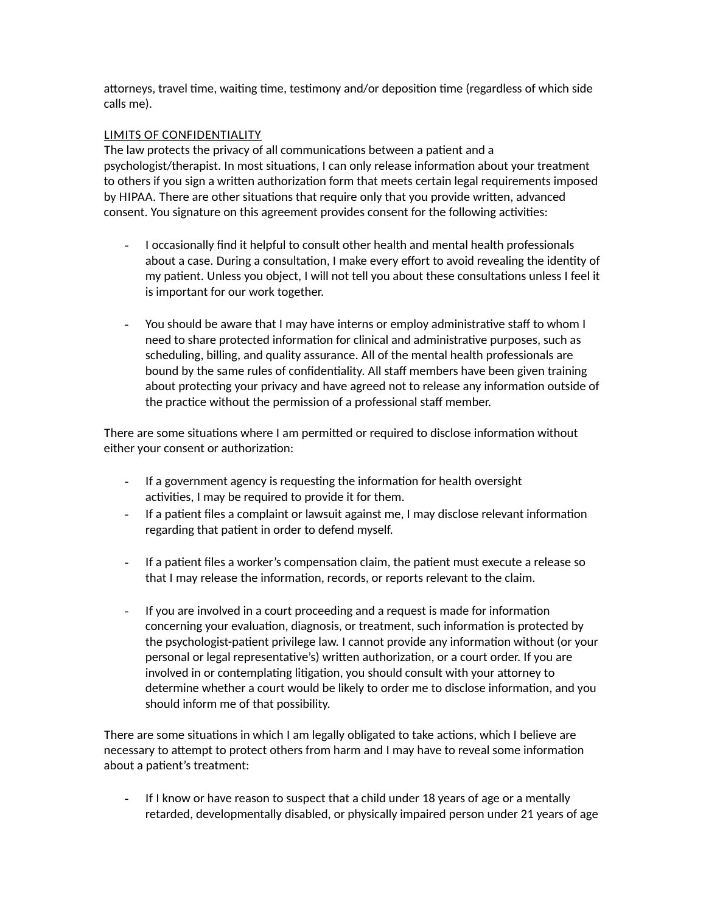attorneys, travel time, waiting time, testimony and/or deposition time (regardless of which side calls me).

<u>LIMITS OF CONFIDENTIALITY</u>

The law protects the privacy of all communications between a patient and a psychologist/therapist. In most situations, I can only release information about your treatment to others if you sign a written authorization form that meets certain legal requirements imposed by HIPAA. There are other situations that require only that you provide written, advanced consent. You signature on this agreement provides consent for the following activities:

- I occasionally find it helpful to consult other health and mental health professionals about a case. During a consultation, I make every effort to avoid revealing the identity of my patient. Unless you object, I will not tell you about these consultations unless I feel it is important for our work together.

- You should be aware that I may have interns or employ administrative staff to whom I need to share protected information for clinical and administrative purposes, such as scheduling, billing, and quality assurance. All of the mental health professionals are bound by the same rules of confidentiality. All staff members have been given training about protecting your privacy and have agreed not to release any information outside of the practice without the permission of a professional staff member.

There are some situations where I am permitted or required to disclose information without either your consent or authorization:

- If a government agency is requesting the information for health oversight activities, I may be required to provide it for them.
- If a patient files a complaint or lawsuit against me, I may disclose relevant information regarding that patient in order to defend myself.

- If a patient files a worker's compensation claim, the patient must execute a release so that I may release the information, records, or reports relevant to the claim.

- If you are involved in a court proceeding and a request is made for information concerning your evaluation, diagnosis, or treatment, such information is protected by the psychologist-patient privilege law. I cannot provide any information without (or your personal or legal representative's) written authorization, or a court order. If you are involved in or contemplating litigation, you should consult with your attorney to determine whether a court would be likely to order me to disclose information, and you should inform me of that possibility.

There are some situations in which I am legally obligated to take actions, which I believe are necessary to attempt to protect others from harm and I may have to reveal some information about a patient's treatment:

- If I know or have reason to suspect that a child under 18 years of age or a mentally retarded, developmentally disabled, or physically impaired person under 21 years of age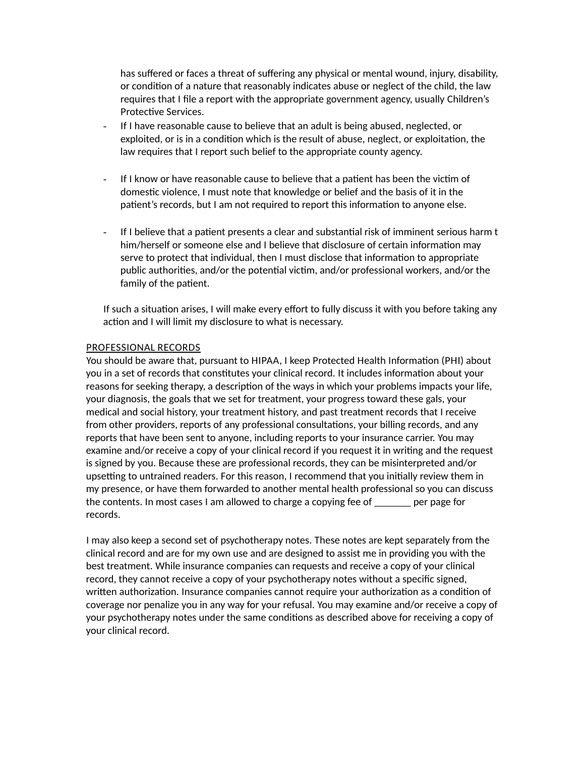has suffered or faces a threat of suffering any physical or mental wound, injury, disability, or condition of a nature that reasonably indicates abuse or neglect of the child, the law requires that I file a report with the appropriate government agency, usually Children's Protective Services.

- If I have reasonable cause to believe that an adult is being abused, neglected, or exploited, or is in a condition which is the result of abuse, neglect, or exploitation, the law requires that I report such belief to the appropriate county agency.

- If I know or have reasonable cause to believe that a patient has been the victim of domestic violence, I must note that knowledge or belief and the basis of it in the patient's records, but I am not required to report this information to anyone else.

- If I believe that a patient presents a clear and substantial risk of imminent serious harm t him/herself or someone else and I believe that disclosure of certain information may serve to protect that individual, then I must disclose that information to appropriate public authorities, and/or the potential victim, and/or professional workers, and/or the family of the patient.

If such a situation arises, I will make every effort to fully discuss it with you before taking any action and I will limit my disclosure to what is necessary.

PROFESSIONAL RECORDS

You should be aware that, pursuant to HIPAA, I keep Protected Health Information (PHI) about you in a set of records that constitutes your clinical record. It includes information about your reasons for seeking therapy, a description of the ways in which your problems impacts your life, your diagnosis, the goals that we set for treatment, your progress toward these gals, your medical and social history, your treatment history, and past treatment records that I receive from other providers, reports of any professional consultations, your billing records, and any reports that have been sent to anyone, including reports to your insurance carrier. You may examine and/or receive a copy of your clinical record if you request it in writing and the request is signed by you. Because these are professional records, they can be misinterpreted and/or upsetting to untrained readers. For this reason, I recommend that you initially review them in my presence, or have them forwarded to another mental health professional so you can discuss the contents. In most cases I am allowed to charge a copying fee of _______ per page for records.

I may also keep a second set of psychotherapy notes. These notes are kept separately from the clinical record and are for my own use and are designed to assist me in providing you with the best treatment. While insurance companies can requests and receive a copy of your clinical record, they cannot receive a copy of your psychotherapy notes without a specific signed, written authorization. Insurance companies cannot require your authorization as a condition of coverage nor penalize you in any way for your refusal. You may examine and/or receive a copy of your psychotherapy notes under the same conditions as described above for receiving a copy of your clinical record.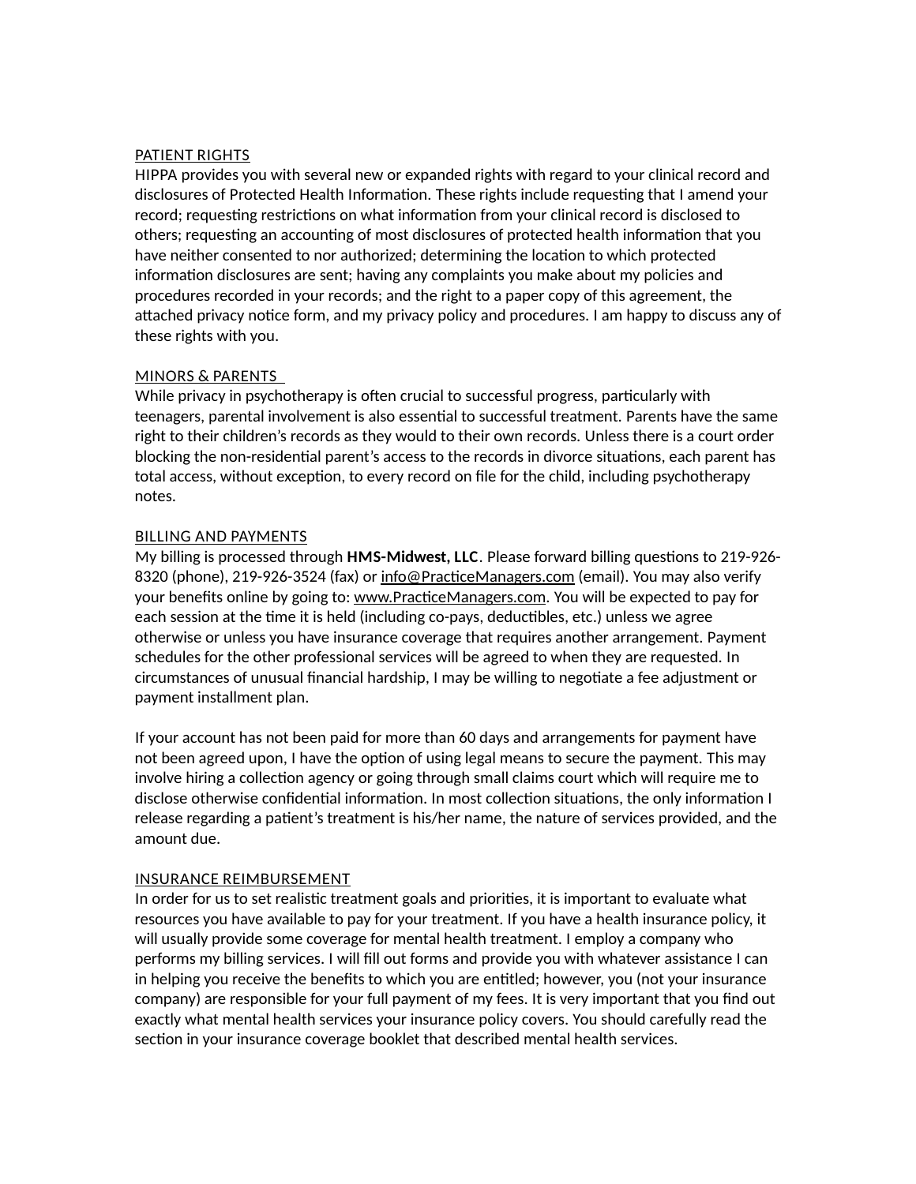PATIENT RIGHTS

HIPPA provides you with several new or expanded rights with regard to your clinical record and disclosures of Protected Health Information. These rights include requesting that I amend your record; requesting restrictions on what information from your clinical record is disclosed to others; requesting an accounting of most disclosures of protected health information that you have neither consented to nor authorized; determining the location to which protected information disclosures are sent; having any complaints you make about my policies and procedures recorded in your records; and the right to a paper copy of this agreement, the attached privacy notice form, and my privacy policy and procedures. I am happy to discuss any of these rights with you.

MINORS & PARENTS

While privacy in psychotherapy is often crucial to successful progress, particularly with teenagers, parental involvement is also essential to successful treatment. Parents have the same right to their children's records as they would to their own records. Unless there is a court order blocking the non-residential parent's access to the records in divorce situations, each parent has total access, without exception, to every record on file for the child, including psychotherapy notes.

BILLING AND PAYMENTS

My billing is processed through **HMS-Midwest, LLC**. Please forward billing questions to 219-926-8320 (phone), 219-926-3524 (fax) or info@PracticeManagers.com (email). You may also verify your benefits online by going to: www.PracticeManagers.com. You will be expected to pay for each session at the time it is held (including co-pays, deductibles, etc.) unless we agree otherwise or unless you have insurance coverage that requires another arrangement. Payment schedules for the other professional services will be agreed to when they are requested. In circumstances of unusual financial hardship, I may be willing to negotiate a fee adjustment or payment installment plan.

If your account has not been paid for more than 60 days and arrangements for payment have not been agreed upon, I have the option of using legal means to secure the payment. This may involve hiring a collection agency or going through small claims court which will require me to disclose otherwise confidential information. In most collection situations, the only information I release regarding a patient's treatment is his/her name, the nature of services provided, and the amount due.

INSURANCE REIMBURSEMENT

In order for us to set realistic treatment goals and priorities, it is important to evaluate what resources you have available to pay for your treatment. If you have a health insurance policy, it will usually provide some coverage for mental health treatment. I employ a company who performs my billing services. I will fill out forms and provide you with whatever assistance I can in helping you receive the benefits to which you are entitled; however, you (not your insurance company) are responsible for your full payment of my fees. It is very important that you find out exactly what mental health services your insurance policy covers. You should carefully read the section in your insurance coverage booklet that described mental health services.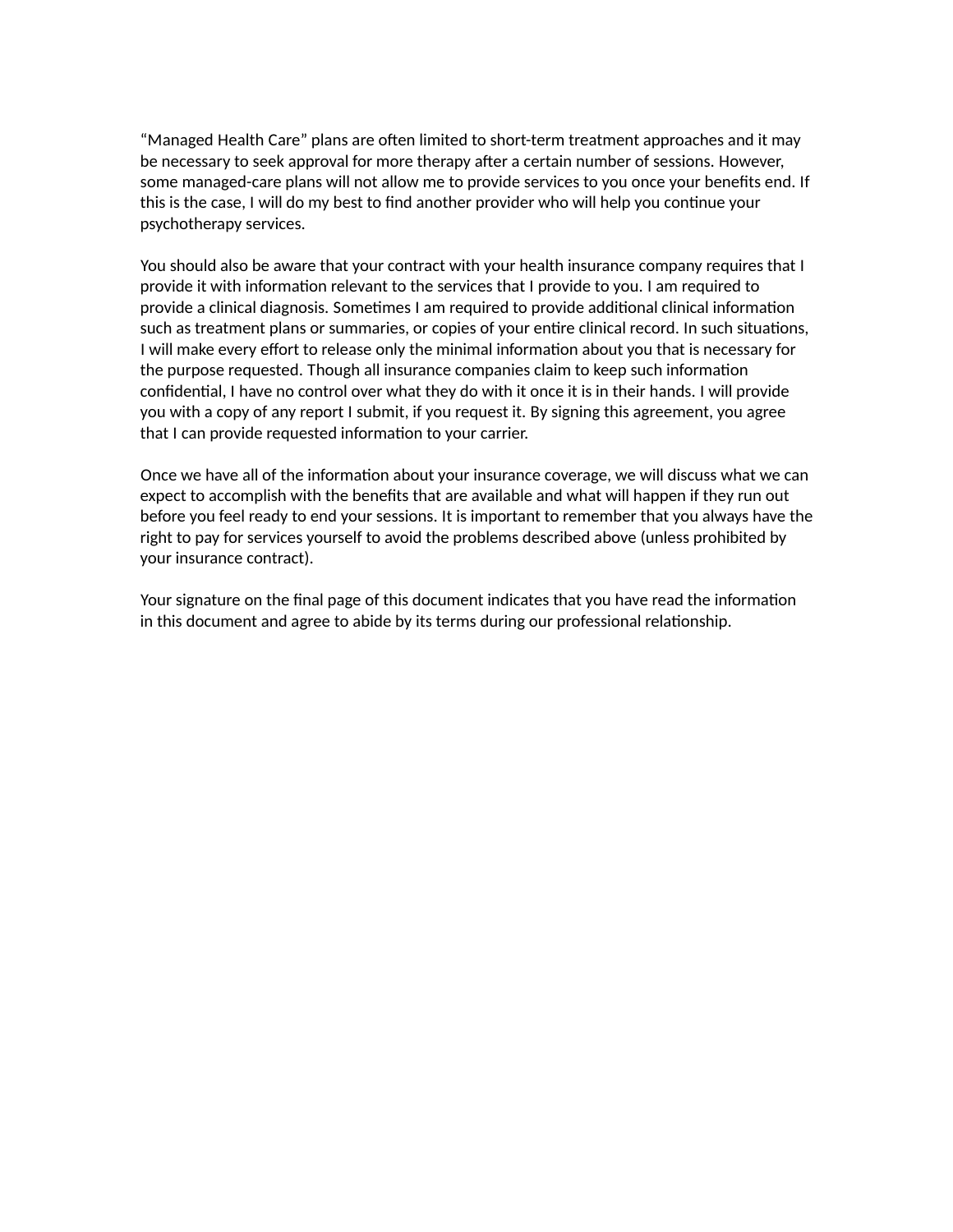"Managed Health Care" plans are often limited to short-term treatment approaches and it may be necessary to seek approval for more therapy after a certain number of sessions. However, some managed-care plans will not allow me to provide services to you once your benefits end. If this is the case, I will do my best to find another provider who will help you continue your psychotherapy services.

You should also be aware that your contract with your health insurance company requires that I provide it with information relevant to the services that I provide to you. I am required to provide a clinical diagnosis. Sometimes I am required to provide additional clinical information such as treatment plans or summaries, or copies of your entire clinical record. In such situations, I will make every effort to release only the minimal information about you that is necessary for the purpose requested. Though all insurance companies claim to keep such information confidential, I have no control over what they do with it once it is in their hands. I will provide you with a copy of any report I submit, if you request it. By signing this agreement, you agree that I can provide requested information to your carrier.

Once we have all of the information about your insurance coverage, we will discuss what we can expect to accomplish with the benefits that are available and what will happen if they run out before you feel ready to end your sessions. It is important to remember that you always have the right to pay for services yourself to avoid the problems described above (unless prohibited by your insurance contract).

Your signature on the final page of this document indicates that you have read the information in this document and agree to abide by its terms during our professional relationship.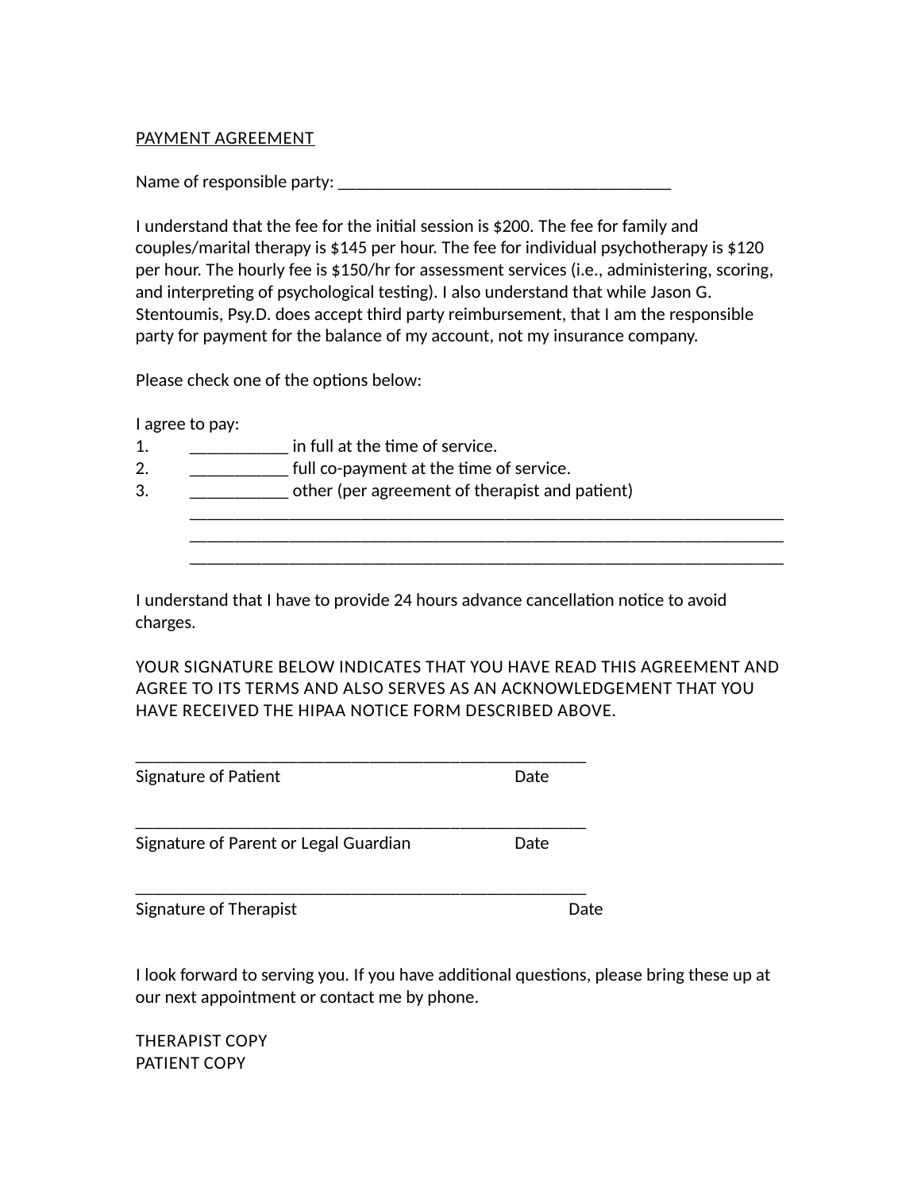PAYMENT AGREEMENT

Name of responsible party: ______________________________________

I understand that the fee for the initial session is $200. The fee for family and couples/marital therapy is $145 per hour. The fee for individual psychotherapy is $120 per hour. The hourly fee is $150/hr for assessment services (i.e., administering, scoring, and interpreting of psychological testing). I also understand that while Jason G. Stentoumis, Psy.D. does accept third party reimbursement, that I am the responsible party for payment for the balance of my account, not my insurance company.

Please check one of the options below:

I agree to pay:

1. ___________ in full at the time of service.
2. ___________ full co-payment at the time of service.
3. ___________ other (per agreement of therapist and patient)
   ____________________________________________________________________
   ____________________________________________________________________
   ____________________________________________________________________

I understand that I have to provide 24 hours advance cancellation notice to avoid charges.

YOUR SIGNATURE BELOW INDICATES THAT YOU HAVE READ THIS AGREEMENT AND AGREE TO ITS TERMS AND ALSO SERVES AS AN ACKNOWLEDGEMENT THAT YOU HAVE RECEIVED THE HIPAA NOTICE FORM DESCRIBED ABOVE.

___________________________________________________
Signature of Patient Date

___________________________________________________
Signature of Parent or Legal Guardian Date

___________________________________________________
Signature of Therapist Date

I look forward to serving you. If you have additional questions, please bring these up at our next appointment or contact me by phone.

THERAPIST COPY
PATIENT COPY